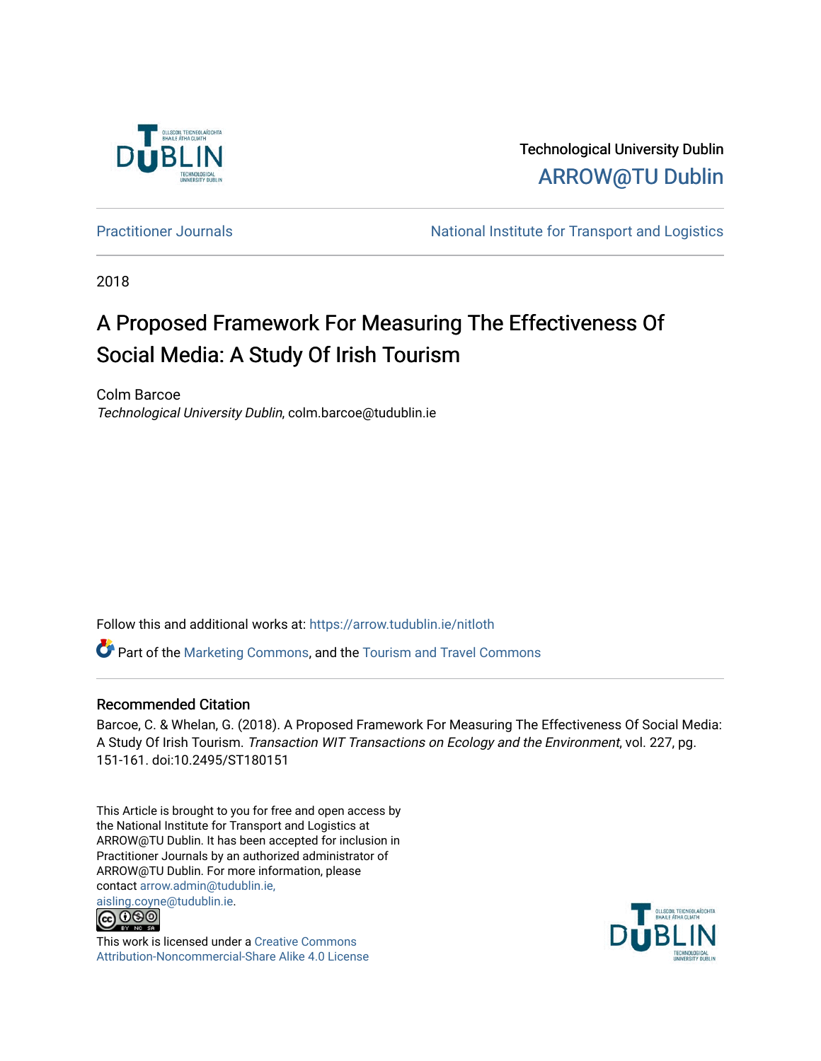Technological University Dublin

ARROW@TU Dublin

Practitioner Journals

National Institute for Transport and Logistics

2018

# A Proposed Framework For Measuring The Effectiveness Of Social Media: A Study Of Irish Tourism

Colm Barcoe
*Technological University Dublin*, colm.barcoe@tudublin.ie

Follow this and additional works at: https://arrow.tudublin.ie/nitloth

Part of the Marketing Commons, and the Tourism and Travel Commons

## Recommended Citation

Barcoe, C. & Whelan, G. (2018). A Proposed Framework For Measuring The Effectiveness Of Social Media: A Study Of Irish Tourism. *Transaction WIT Transactions on Ecology and the Environment*, vol. 227, pg. 151-161. doi:10.2495/ST180151

This Article is brought to you for free and open access by the National Institute for Transport and Logistics at ARROW@TU Dublin. It has been accepted for inclusion in Practitioner Journals by an authorized administrator of ARROW@TU Dublin. For more information, please contact arrow.admin@tudublin.ie, aisling.coyne@tudublin.ie.

This work is licensed under a Creative Commons Attribution-Noncommercial-Share Alike 4.0 License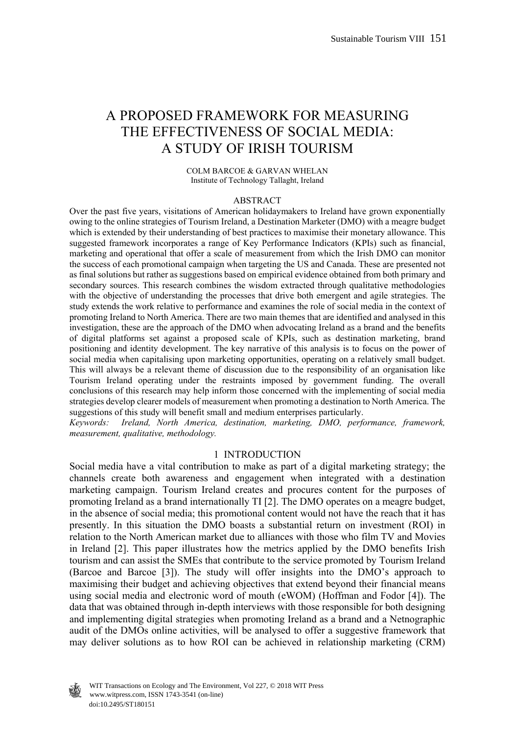# A PROPOSED FRAMEWORK FOR MEASURING THE EFFECTIVENESS OF SOCIAL MEDIA: A STUDY OF IRISH TOURISM

COLM BARCOE & GARVAN WHELAN
Institute of Technology Tallaght, Ireland

## ABSTRACT

Over the past five years, visitations of American holidaymakers to Ireland have grown exponentially owing to the online strategies of Tourism Ireland, a Destination Marketer (DMO) with a meagre budget which is extended by their understanding of best practices to maximise their monetary allowance. This suggested framework incorporates a range of Key Performance Indicators (KPIs) such as financial, marketing and operational that offer a scale of measurement from which the Irish DMO can monitor the success of each promotional campaign when targeting the US and Canada. These are presented not as final solutions but rather as suggestions based on empirical evidence obtained from both primary and secondary sources. This research combines the wisdom extracted through qualitative methodologies with the objective of understanding the processes that drive both emergent and agile strategies. The study extends the work relative to performance and examines the role of social media in the context of promoting Ireland to North America. There are two main themes that are identified and analysed in this investigation, these are the approach of the DMO when advocating Ireland as a brand and the benefits of digital platforms set against a proposed scale of KPIs, such as destination marketing, brand positioning and identity development. The key narrative of this analysis is to focus on the power of social media when capitalising upon marketing opportunities, operating on a relatively small budget. This will always be a relevant theme of discussion due to the responsibility of an organisation like Tourism Ireland operating under the restraints imposed by government funding. The overall conclusions of this research may help inform those concerned with the implementing of social media strategies develop clearer models of measurement when promoting a destination to North America. The suggestions of this study will benefit small and medium enterprises particularly.

*Keywords: Ireland, North America, destination, marketing, DMO, performance, framework, measurement, qualitative, methodology.*

## 1 INTRODUCTION

Social media have a vital contribution to make as part of a digital marketing strategy; the channels create both awareness and engagement when integrated with a destination marketing campaign. Tourism Ireland creates and procures content for the purposes of promoting Ireland as a brand internationally TI [2]. The DMO operates on a meagre budget, in the absence of social media; this promotional content would not have the reach that it has presently. In this situation the DMO boasts a substantial return on investment (ROI) in relation to the North American market due to alliances with those who film TV and Movies in Ireland [2]. This paper illustrates how the metrics applied by the DMO benefits Irish tourism and can assist the SMEs that contribute to the service promoted by Tourism Ireland (Barcoe and Barcoe [3]). The study will offer insights into the DMO's approach to maximising their budget and achieving objectives that extend beyond their financial means using social media and electronic word of mouth (eWOM) (Hoffman and Fodor [4]). The data that was obtained through in-depth interviews with those responsible for both designing and implementing digital strategies when promoting Ireland as a brand and a Netnographic audit of the DMOs online activities, will be analysed to offer a suggestive framework that may deliver solutions as to how ROI can be achieved in relationship marketing (CRM)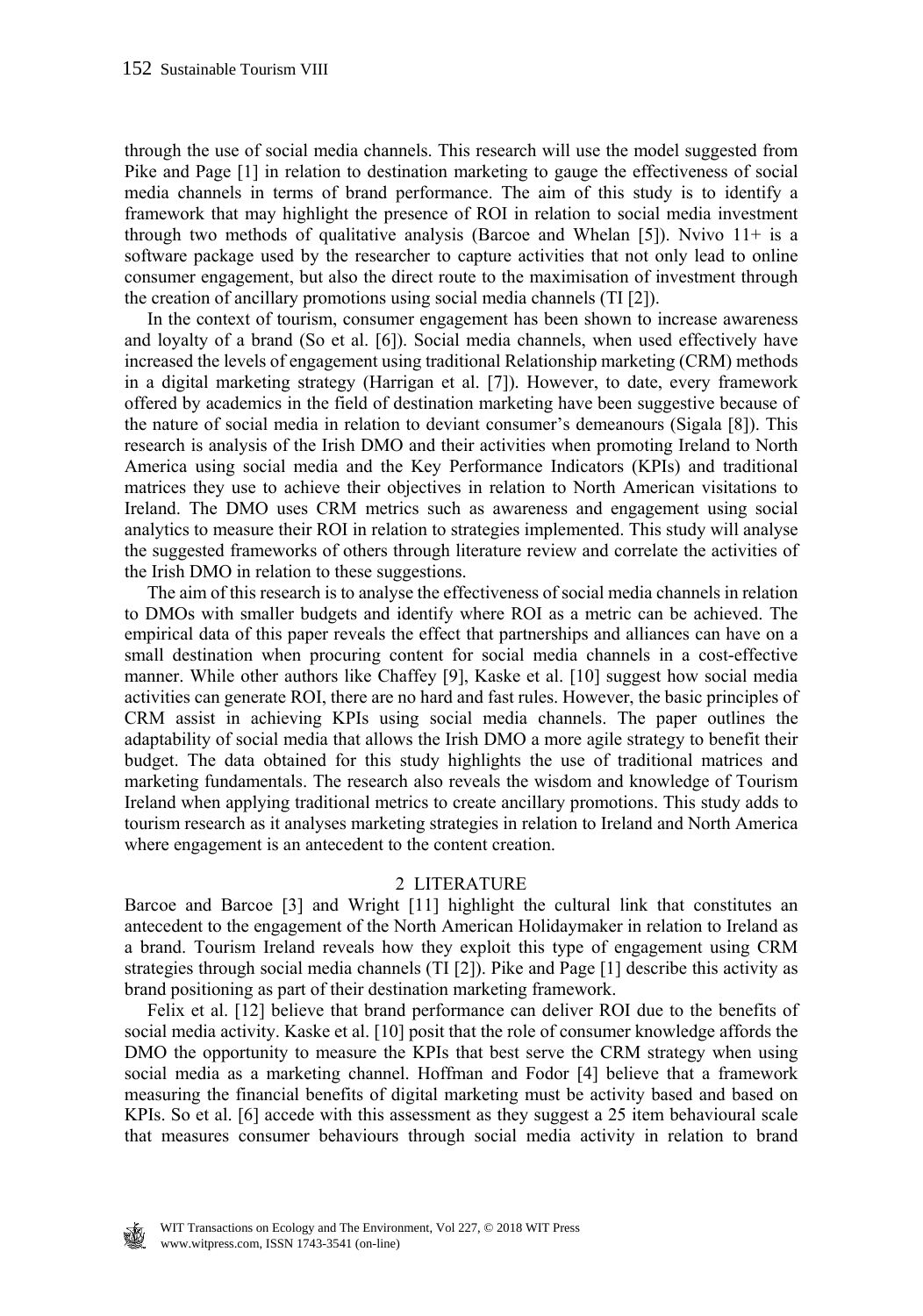through the use of social media channels. This research will use the model suggested from Pike and Page [1] in relation to destination marketing to gauge the effectiveness of social media channels in terms of brand performance. The aim of this study is to identify a framework that may highlight the presence of ROI in relation to social media investment through two methods of qualitative analysis (Barcoe and Whelan [5]). Nvivo 11+ is a software package used by the researcher to capture activities that not only lead to online consumer engagement, but also the direct route to the maximisation of investment through the creation of ancillary promotions using social media channels (TI [2]).

In the context of tourism, consumer engagement has been shown to increase awareness and loyalty of a brand (So et al. [6]). Social media channels, when used effectively have increased the levels of engagement using traditional Relationship marketing (CRM) methods in a digital marketing strategy (Harrigan et al. [7]). However, to date, every framework offered by academics in the field of destination marketing have been suggestive because of the nature of social media in relation to deviant consumer's demeanours (Sigala [8]). This research is analysis of the Irish DMO and their activities when promoting Ireland to North America using social media and the Key Performance Indicators (KPIs) and traditional matrices they use to achieve their objectives in relation to North American visitations to Ireland. The DMO uses CRM metrics such as awareness and engagement using social analytics to measure their ROI in relation to strategies implemented. This study will analyse the suggested frameworks of others through literature review and correlate the activities of the Irish DMO in relation to these suggestions.

The aim of this research is to analyse the effectiveness of social media channels in relation to DMOs with smaller budgets and identify where ROI as a metric can be achieved. The empirical data of this paper reveals the effect that partnerships and alliances can have on a small destination when procuring content for social media channels in a cost-effective manner. While other authors like Chaffey [9], Kaske et al. [10] suggest how social media activities can generate ROI, there are no hard and fast rules. However, the basic principles of CRM assist in achieving KPIs using social media channels. The paper outlines the adaptability of social media that allows the Irish DMO a more agile strategy to benefit their budget. The data obtained for this study highlights the use of traditional matrices and marketing fundamentals. The research also reveals the wisdom and knowledge of Tourism Ireland when applying traditional metrics to create ancillary promotions. This study adds to tourism research as it analyses marketing strategies in relation to Ireland and North America where engagement is an antecedent to the content creation.

## 2 LITERATURE

Barcoe and Barcoe [3] and Wright [11] highlight the cultural link that constitutes an antecedent to the engagement of the North American Holidaymaker in relation to Ireland as a brand. Tourism Ireland reveals how they exploit this type of engagement using CRM strategies through social media channels (TI [2]). Pike and Page [1] describe this activity as brand positioning as part of their destination marketing framework.

Felix et al. [12] believe that brand performance can deliver ROI due to the benefits of social media activity. Kaske et al. [10] posit that the role of consumer knowledge affords the DMO the opportunity to measure the KPIs that best serve the CRM strategy when using social media as a marketing channel. Hoffman and Fodor [4] believe that a framework measuring the financial benefits of digital marketing must be activity based and based on KPIs. So et al. [6] accede with this assessment as they suggest a 25 item behavioural scale that measures consumer behaviours through social media activity in relation to brand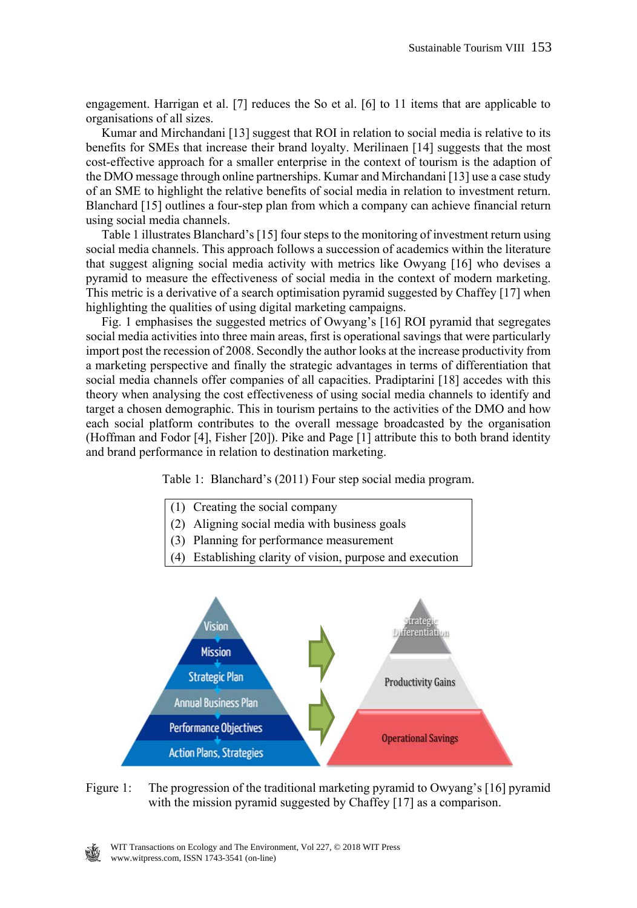engagement. Harrigan et al. [7] reduces the So et al. [6] to 11 items that are applicable to organisations of all sizes.

Kumar and Mirchandani [13] suggest that ROI in relation to social media is relative to its benefits for SMEs that increase their brand loyalty. Merilinaen [14] suggests that the most cost-effective approach for a smaller enterprise in the context of tourism is the adaption of the DMO message through online partnerships. Kumar and Mirchandani [13] use a case study of an SME to highlight the relative benefits of social media in relation to investment return. Blanchard [15] outlines a four-step plan from which a company can achieve financial return using social media channels.

Table 1 illustrates Blanchard's [15] four steps to the monitoring of investment return using social media channels. This approach follows a succession of academics within the literature that suggest aligning social media activity with metrics like Owyang [16] who devises a pyramid to measure the effectiveness of social media in the context of modern marketing. This metric is a derivative of a search optimisation pyramid suggested by Chaffey [17] when highlighting the qualities of using digital marketing campaigns.

Fig. 1 emphasises the suggested metrics of Owyang's [16] ROI pyramid that segregates social media activities into three main areas, first is operational savings that were particularly import post the recession of 2008. Secondly the author looks at the increase productivity from a marketing perspective and finally the strategic advantages in terms of differentiation that social media channels offer companies of all capacities. Pradiptarini [18] accedes with this theory when analysing the cost effectiveness of using social media channels to identify and target a chosen demographic. This in tourism pertains to the activities of the DMO and how each social platform contributes to the overall message broadcasted by the organisation (Hoffman and Fodor [4], Fisher [20]). Pike and Page [1] attribute this to both brand identity and brand performance in relation to destination marketing.

Table 1: Blanchard's (2011) Four step social media program.

| |
|---|
| (1) Creating the social company |
| (2) Aligning social media with business goals |
| (3) Planning for performance measurement |
| (4) Establishing clarity of vision, purpose and execution |

Figure 1: The progression of the traditional marketing pyramid to Owyang's [16] pyramid with the mission pyramid suggested by Chaffey [17] as a comparison.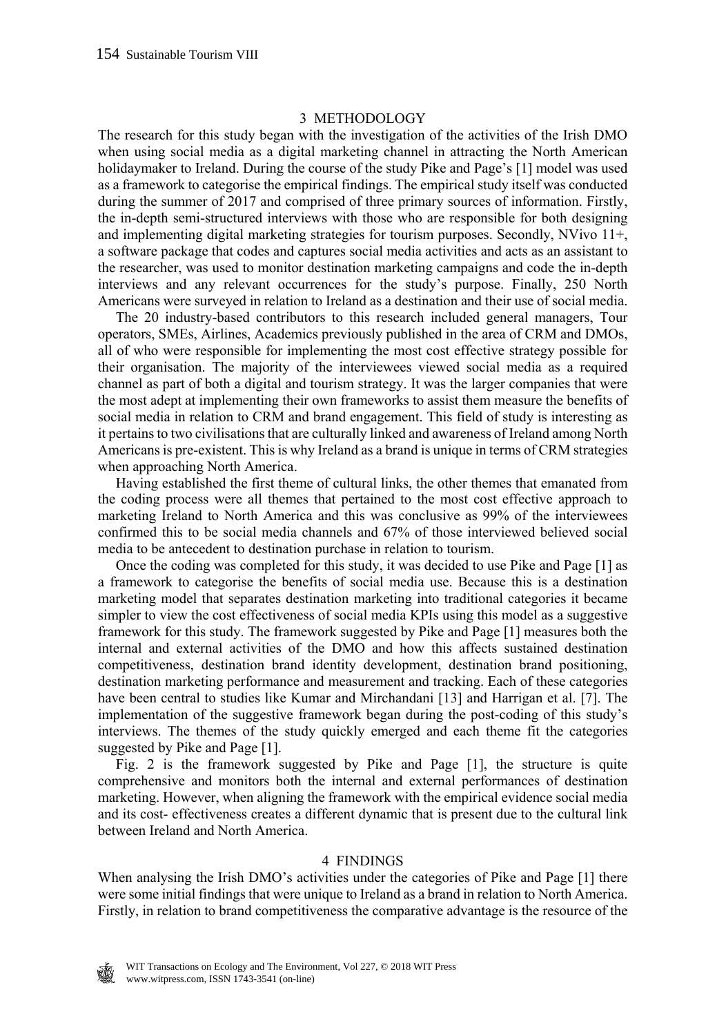## 3 METHODOLOGY

The research for this study began with the investigation of the activities of the Irish DMO when using social media as a digital marketing channel in attracting the North American holidaymaker to Ireland. During the course of the study Pike and Page's [1] model was used as a framework to categorise the empirical findings. The empirical study itself was conducted during the summer of 2017 and comprised of three primary sources of information. Firstly, the in-depth semi-structured interviews with those who are responsible for both designing and implementing digital marketing strategies for tourism purposes. Secondly, NVivo 11+, a software package that codes and captures social media activities and acts as an assistant to the researcher, was used to monitor destination marketing campaigns and code the in-depth interviews and any relevant occurrences for the study's purpose. Finally, 250 North Americans were surveyed in relation to Ireland as a destination and their use of social media.

The 20 industry-based contributors to this research included general managers, Tour operators, SMEs, Airlines, Academics previously published in the area of CRM and DMOs, all of who were responsible for implementing the most cost effective strategy possible for their organisation. The majority of the interviewees viewed social media as a required channel as part of both a digital and tourism strategy. It was the larger companies that were the most adept at implementing their own frameworks to assist them measure the benefits of social media in relation to CRM and brand engagement. This field of study is interesting as it pertains to two civilisations that are culturally linked and awareness of Ireland among North Americans is pre-existent. This is why Ireland as a brand is unique in terms of CRM strategies when approaching North America.

Having established the first theme of cultural links, the other themes that emanated from the coding process were all themes that pertained to the most cost effective approach to marketing Ireland to North America and this was conclusive as 99% of the interviewees confirmed this to be social media channels and 67% of those interviewed believed social media to be antecedent to destination purchase in relation to tourism.

Once the coding was completed for this study, it was decided to use Pike and Page [1] as a framework to categorise the benefits of social media use. Because this is a destination marketing model that separates destination marketing into traditional categories it became simpler to view the cost effectiveness of social media KPIs using this model as a suggestive framework for this study. The framework suggested by Pike and Page [1] measures both the internal and external activities of the DMO and how this affects sustained destination competitiveness, destination brand identity development, destination brand positioning, destination marketing performance and measurement and tracking. Each of these categories have been central to studies like Kumar and Mirchandani [13] and Harrigan et al. [7]. The implementation of the suggestive framework began during the post-coding of this study's interviews. The themes of the study quickly emerged and each theme fit the categories suggested by Pike and Page [1].

Fig. 2 is the framework suggested by Pike and Page [1], the structure is quite comprehensive and monitors both the internal and external performances of destination marketing. However, when aligning the framework with the empirical evidence social media and its cost- effectiveness creates a different dynamic that is present due to the cultural link between Ireland and North America.

## 4 FINDINGS

When analysing the Irish DMO's activities under the categories of Pike and Page [1] there were some initial findings that were unique to Ireland as a brand in relation to North America. Firstly, in relation to brand competitiveness the comparative advantage is the resource of the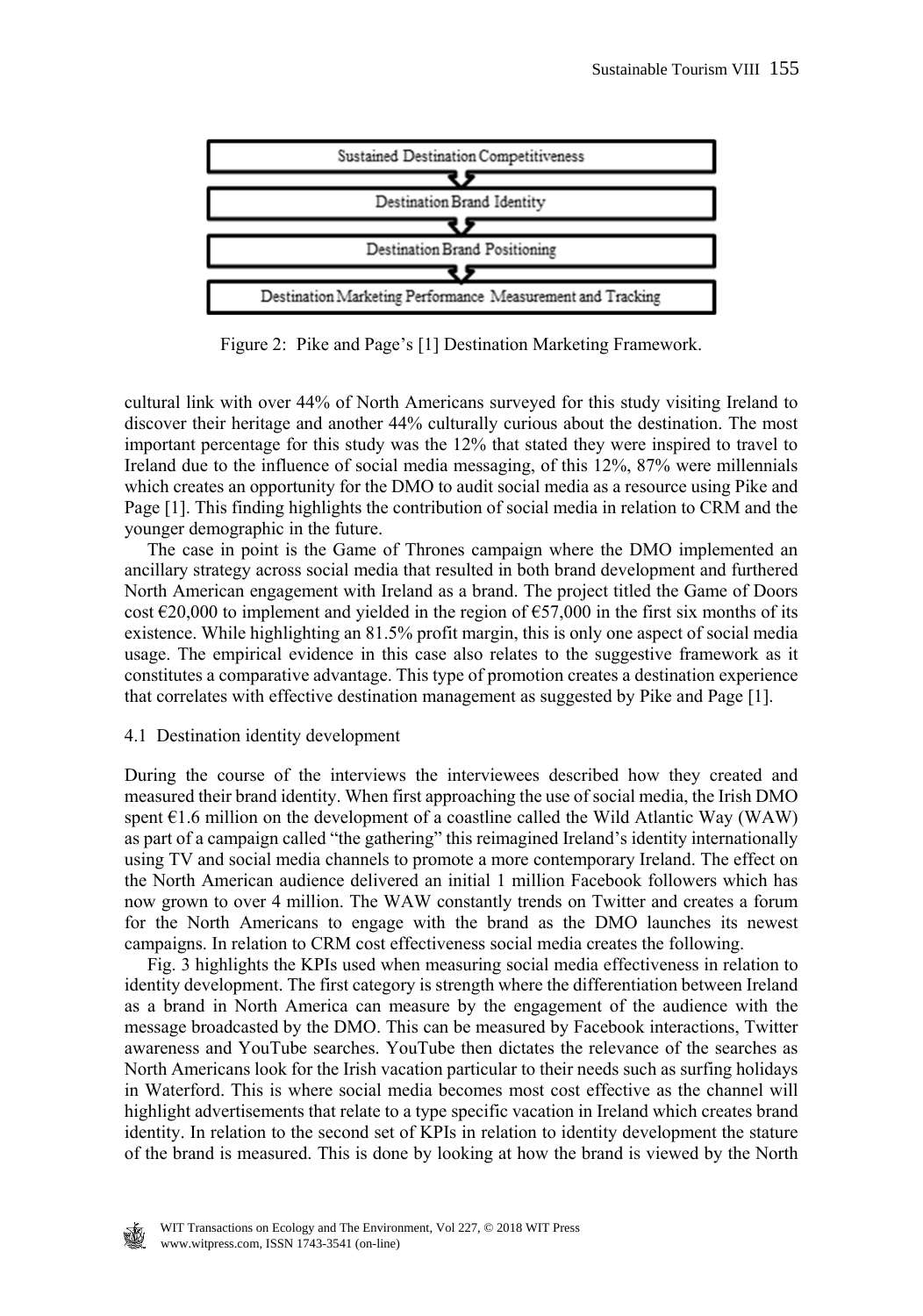Sustained Destination Competitiveness

Destination Brand Identity

Destination Brand Positioning

Destination Marketing Performance Measurement and Tracking

Figure 2: Pike and Page's [1] Destination Marketing Framework.

cultural link with over 44% of North Americans surveyed for this study visiting Ireland to discover their heritage and another 44% culturally curious about the destination. The most important percentage for this study was the 12% that stated they were inspired to travel to Ireland due to the influence of social media messaging, of this 12%, 87% were millennials which creates an opportunity for the DMO to audit social media as a resource using Pike and Page [1]. This finding highlights the contribution of social media in relation to CRM and the younger demographic in the future.

The case in point is the Game of Thrones campaign where the DMO implemented an ancillary strategy across social media that resulted in both brand development and furthered North American engagement with Ireland as a brand. The project titled the Game of Doors cost €20,000 to implement and yielded in the region of €57,000 in the first six months of its existence. While highlighting an 81.5% profit margin, this is only one aspect of social media usage. The empirical evidence in this case also relates to the suggestive framework as it constitutes a comparative advantage. This type of promotion creates a destination experience that correlates with effective destination management as suggested by Pike and Page [1].

### 4.1 Destination identity development

During the course of the interviews the interviewees described how they created and measured their brand identity. When first approaching the use of social media, the Irish DMO spent €1.6 million on the development of a coastline called the Wild Atlantic Way (WAW) as part of a campaign called "the gathering" this reimagined Ireland's identity internationally using TV and social media channels to promote a more contemporary Ireland. The effect on the North American audience delivered an initial 1 million Facebook followers which has now grown to over 4 million. The WAW constantly trends on Twitter and creates a forum for the North Americans to engage with the brand as the DMO launches its newest campaigns. In relation to CRM cost effectiveness social media creates the following.

Fig. 3 highlights the KPIs used when measuring social media effectiveness in relation to identity development. The first category is strength where the differentiation between Ireland as a brand in North America can measure by the engagement of the audience with the message broadcasted by the DMO. This can be measured by Facebook interactions, Twitter awareness and YouTube searches. YouTube then dictates the relevance of the searches as North Americans look for the Irish vacation particular to their needs such as surfing holidays in Waterford. This is where social media becomes most cost effective as the channel will highlight advertisements that relate to a type specific vacation in Ireland which creates brand identity. In relation to the second set of KPIs in relation to identity development the stature of the brand is measured. This is done by looking at how the brand is viewed by the North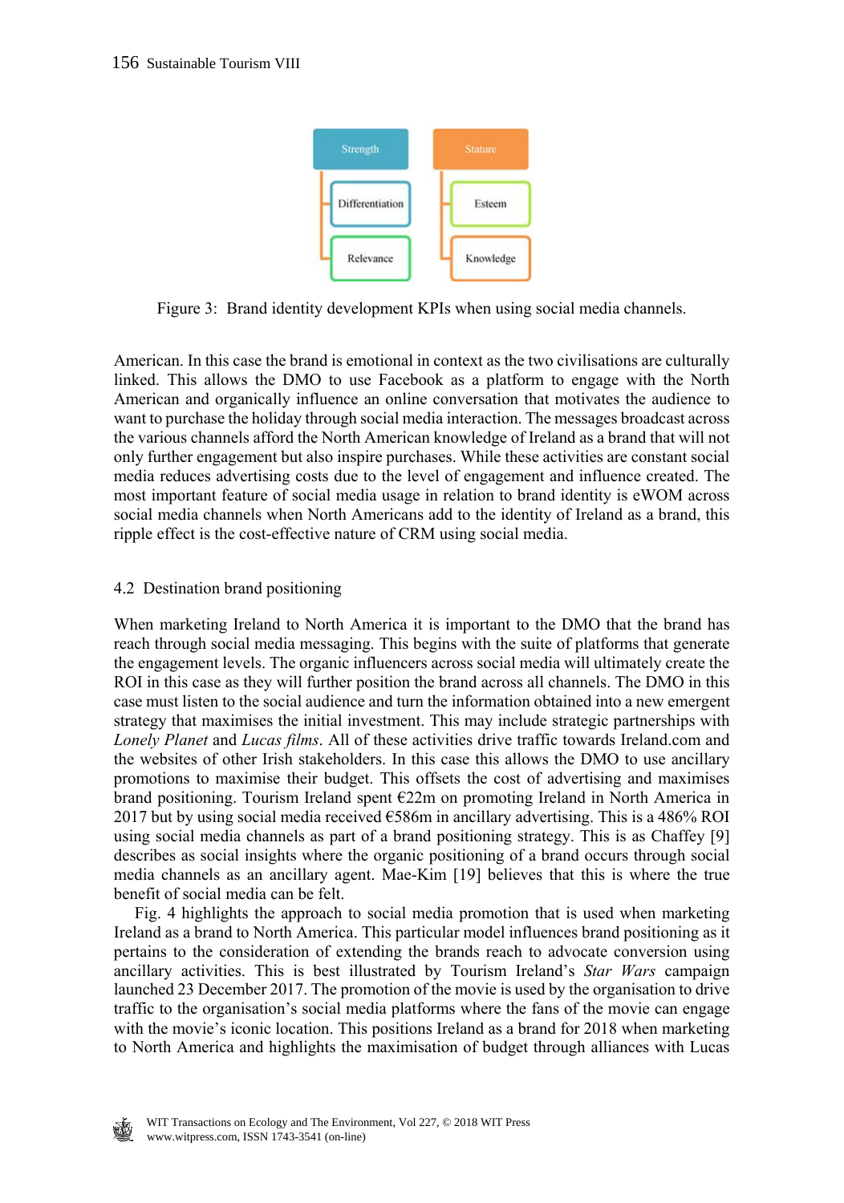Strength

Differentiation

Relevance

Stature

Esteem

Knowledge

Figure 3: Brand identity development KPIs when using social media channels.

American. In this case the brand is emotional in context as the two civilisations are culturally linked. This allows the DMO to use Facebook as a platform to engage with the North American and organically influence an online conversation that motivates the audience to want to purchase the holiday through social media interaction. The messages broadcast across the various channels afford the North American knowledge of Ireland as a brand that will not only further engagement but also inspire purchases. While these activities are constant social media reduces advertising costs due to the level of engagement and influence created. The most important feature of social media usage in relation to brand identity is eWOM across social media channels when North Americans add to the identity of Ireland as a brand, this ripple effect is the cost-effective nature of CRM using social media.

### 4.2 Destination brand positioning

When marketing Ireland to North America it is important to the DMO that the brand has reach through social media messaging. This begins with the suite of platforms that generate the engagement levels. The organic influencers across social media will ultimately create the ROI in this case as they will further position the brand across all channels. The DMO in this case must listen to the social audience and turn the information obtained into a new emergent strategy that maximises the initial investment. This may include strategic partnerships with *Lonely Planet* and *Lucas films*. All of these activities drive traffic towards Ireland.com and the websites of other Irish stakeholders. In this case this allows the DMO to use ancillary promotions to maximise their budget. This offsets the cost of advertising and maximises brand positioning. Tourism Ireland spent €22m on promoting Ireland in North America in 2017 but by using social media received €586m in ancillary advertising. This is a 486% ROI using social media channels as part of a brand positioning strategy. This is as Chaffey [9] describes as social insights where the organic positioning of a brand occurs through social media channels as an ancillary agent. Mae-Kim [19] believes that this is where the true benefit of social media can be felt.

Fig. 4 highlights the approach to social media promotion that is used when marketing Ireland as a brand to North America. This particular model influences brand positioning as it pertains to the consideration of extending the brands reach to advocate conversion using ancillary activities. This is best illustrated by Tourism Ireland's *Star Wars* campaign launched 23 December 2017. The promotion of the movie is used by the organisation to drive traffic to the organisation's social media platforms where the fans of the movie can engage with the movie's iconic location. This positions Ireland as a brand for 2018 when marketing to North America and highlights the maximisation of budget through alliances with Lucas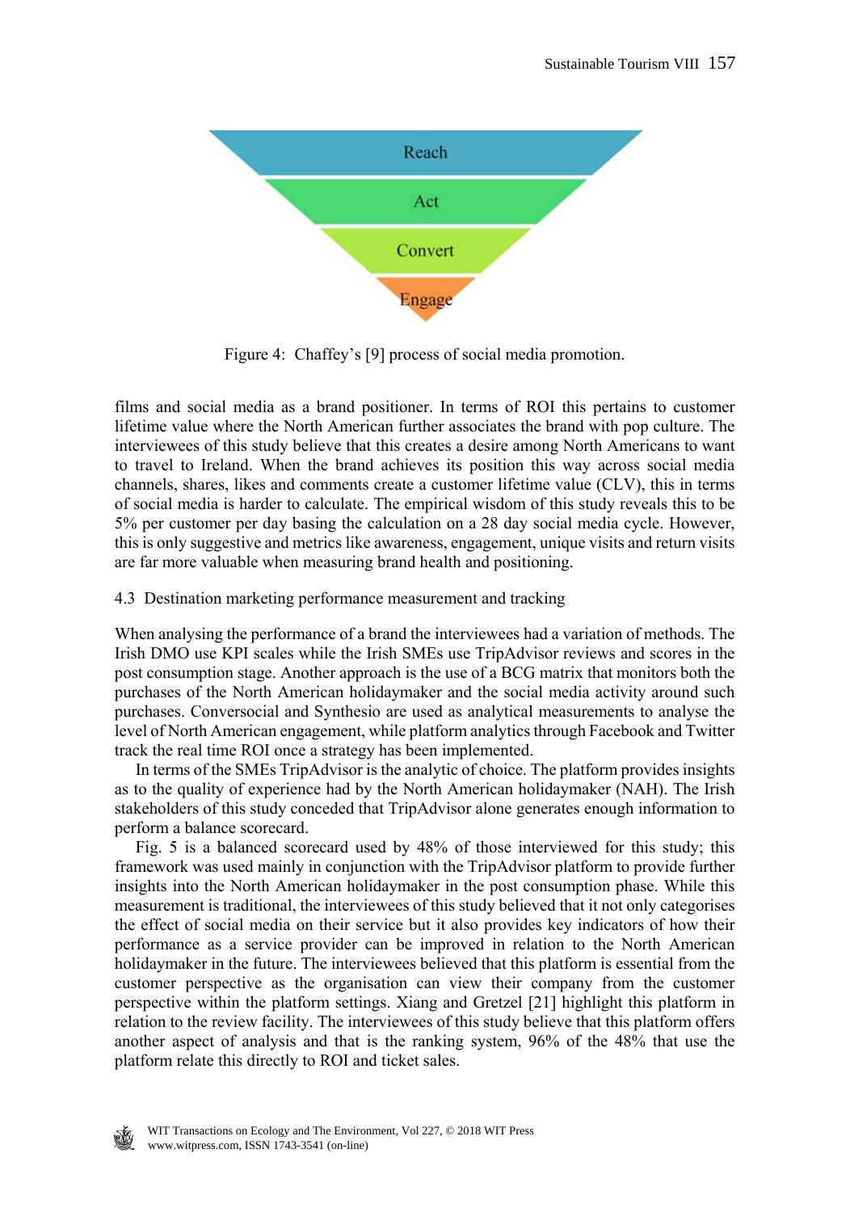Reach

Act

Convert

Engage

Figure 4: Chaffey's [9] process of social media promotion.

films and social media as a brand positioner. In terms of ROI this pertains to customer lifetime value where the North American further associates the brand with pop culture. The interviewees of this study believe that this creates a desire among North Americans to want to travel to Ireland. When the brand achieves its position this way across social media channels, shares, likes and comments create a customer lifetime value (CLV), this in terms of social media is harder to calculate. The empirical wisdom of this study reveals this to be 5% per customer per day basing the calculation on a 28 day social media cycle. However, this is only suggestive and metrics like awareness, engagement, unique visits and return visits are far more valuable when measuring brand health and positioning.

### 4.3 Destination marketing performance measurement and tracking

When analysing the performance of a brand the interviewees had a variation of methods. The Irish DMO use KPI scales while the Irish SMEs use TripAdvisor reviews and scores in the post consumption stage. Another approach is the use of a BCG matrix that monitors both the purchases of the North American holidaymaker and the social media activity around such purchases. Conversocial and Synthesio are used as analytical measurements to analyse the level of North American engagement, while platform analytics through Facebook and Twitter track the real time ROI once a strategy has been implemented.

In terms of the SMEs TripAdvisor is the analytic of choice. The platform provides insights as to the quality of experience had by the North American holidaymaker (NAH). The Irish stakeholders of this study conceded that TripAdvisor alone generates enough information to perform a balance scorecard.

Fig. 5 is a balanced scorecard used by 48% of those interviewed for this study; this framework was used mainly in conjunction with the TripAdvisor platform to provide further insights into the North American holidaymaker in the post consumption phase. While this measurement is traditional, the interviewees of this study believed that it not only categorises the effect of social media on their service but it also provides key indicators of how their performance as a service provider can be improved in relation to the North American holidaymaker in the future. The interviewees believed that this platform is essential from the customer perspective as the organisation can view their company from the customer perspective within the platform settings. Xiang and Gretzel [21] highlight this platform in relation to the review facility. The interviewees of this study believe that this platform offers another aspect of analysis and that is the ranking system, 96% of the 48% that use the platform relate this directly to ROI and ticket sales.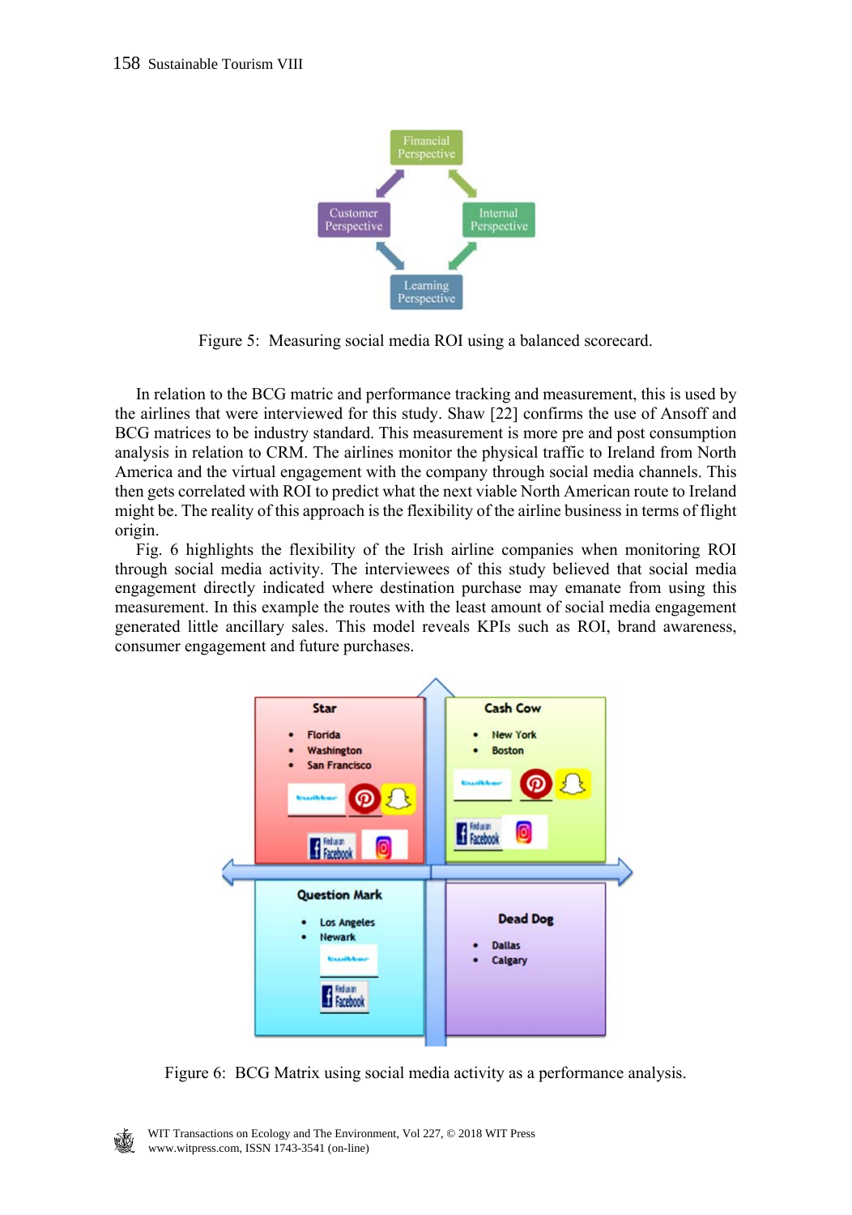Figure 5: Measuring social media ROI using a balanced scorecard.

In relation to the BCG matric and performance tracking and measurement, this is used by the airlines that were interviewed for this study. Shaw [22] confirms the use of Ansoff and BCG matrices to be industry standard. This measurement is more pre and post consumption analysis in relation to CRM. The airlines monitor the physical traffic to Ireland from North America and the virtual engagement with the company through social media channels. This then gets correlated with ROI to predict what the next viable North American route to Ireland might be. The reality of this approach is the flexibility of the airline business in terms of flight origin.

Fig. 6 highlights the flexibility of the Irish airline companies when monitoring ROI through social media activity. The interviewees of this study believed that social media engagement directly indicated where destination purchase may emanate from using this measurement. In this example the routes with the least amount of social media engagement generated little ancillary sales. This model reveals KPIs such as ROI, brand awareness, consumer engagement and future purchases.

Figure 6: BCG Matrix using social media activity as a performance analysis.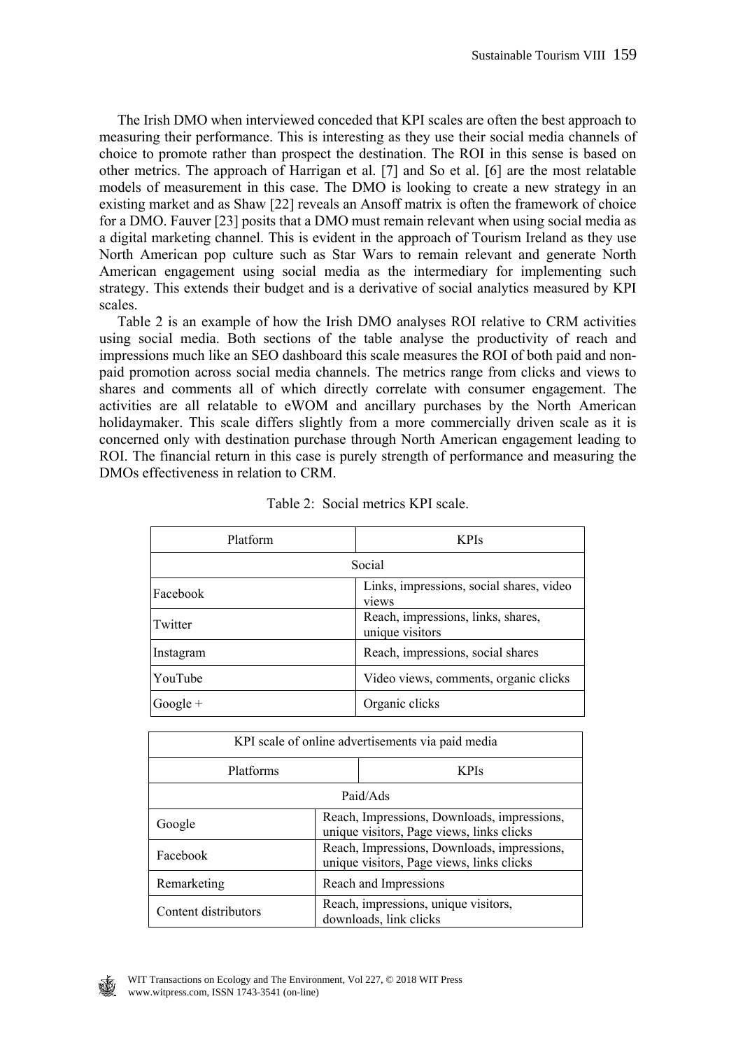The Irish DMO when interviewed conceded that KPI scales are often the best approach to measuring their performance. This is interesting as they use their social media channels of choice to promote rather than prospect the destination. The ROI in this sense is based on other metrics. The approach of Harrigan et al. [7] and So et al. [6] are the most relatable models of measurement in this case. The DMO is looking to create a new strategy in an existing market and as Shaw [22] reveals an Ansoff matrix is often the framework of choice for a DMO. Fauver [23] posits that a DMO must remain relevant when using social media as a digital marketing channel. This is evident in the approach of Tourism Ireland as they use North American pop culture such as Star Wars to remain relevant and generate North American engagement using social media as the intermediary for implementing such strategy. This extends their budget and is a derivative of social analytics measured by KPI scales.

Table 2 is an example of how the Irish DMO analyses ROI relative to CRM activities using social media. Both sections of the table analyse the productivity of reach and impressions much like an SEO dashboard this scale measures the ROI of both paid and non-paid promotion across social media channels. The metrics range from clicks and views to shares and comments all of which directly correlate with consumer engagement. The activities are all relatable to eWOM and ancillary purchases by the North American holidaymaker. This scale differs slightly from a more commercially driven scale as it is concerned only with destination purchase through North American engagement leading to ROI. The financial return in this case is purely strength of performance and measuring the DMOs effectiveness in relation to CRM.

Table 2: Social metrics KPI scale.

| Platform | KPIs |
|---|---|
| Social | |
| Facebook | Links, impressions, social shares, video views |
| Twitter | Reach, impressions, links, shares, unique visitors |
| Instagram | Reach, impressions, social shares |
| YouTube | Video views, comments, organic clicks |
| Google + | Organic clicks |

| KPI scale of online advertisements via paid media | |
|---|---|
| Platforms | KPIs |
| Paid/Ads | |
| Google | Reach, Impressions, Downloads, impressions, unique visitors, Page views, links clicks |
| Facebook | Reach, Impressions, Downloads, impressions, unique visitors, Page views, links clicks |
| Remarketing | Reach and Impressions |
| Content distributors | Reach, impressions, unique visitors, downloads, link clicks |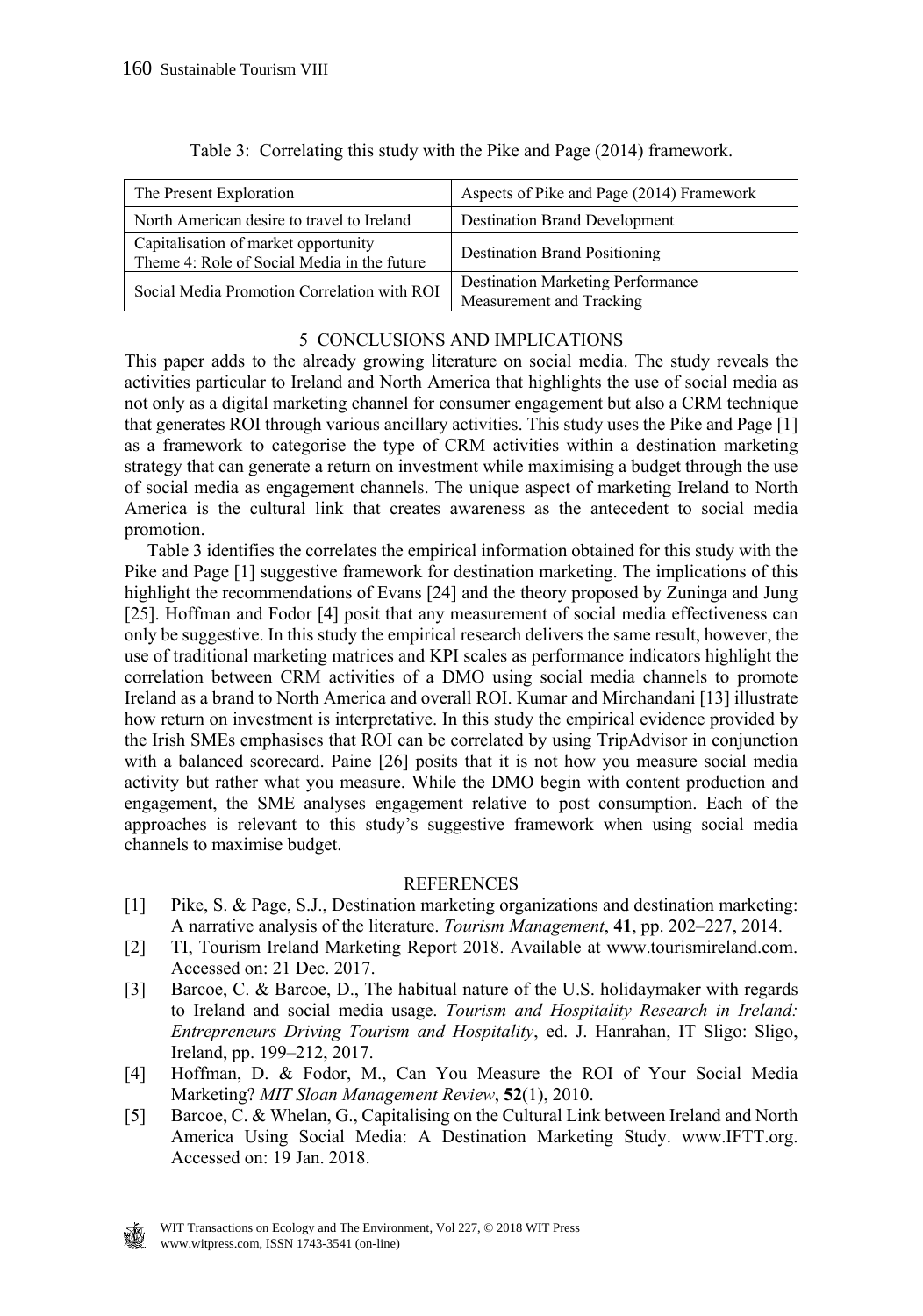Table 3: Correlating this study with the Pike and Page (2014) framework.

| The Present Exploration | Aspects of Pike and Page (2014) Framework |
| --- | --- |
| North American desire to travel to Ireland | Destination Brand Development |
| Capitalisation of market opportunity<br>Theme 4: Role of Social Media in the future | Destination Brand Positioning |
| Social Media Promotion Correlation with ROI | Destination Marketing Performance Measurement and Tracking |

## 5 CONCLUSIONS AND IMPLICATIONS

This paper adds to the already growing literature on social media. The study reveals the activities particular to Ireland and North America that highlights the use of social media as not only as a digital marketing channel for consumer engagement but also a CRM technique that generates ROI through various ancillary activities. This study uses the Pike and Page [1] as a framework to categorise the type of CRM activities within a destination marketing strategy that can generate a return on investment while maximising a budget through the use of social media as engagement channels. The unique aspect of marketing Ireland to North America is the cultural link that creates awareness as the antecedent to social media promotion.

Table 3 identifies the correlates the empirical information obtained for this study with the Pike and Page [1] suggestive framework for destination marketing. The implications of this highlight the recommendations of Evans [24] and the theory proposed by Zuninga and Jung [25]. Hoffman and Fodor [4] posit that any measurement of social media effectiveness can only be suggestive. In this study the empirical research delivers the same result, however, the use of traditional marketing matrices and KPI scales as performance indicators highlight the correlation between CRM activities of a DMO using social media channels to promote Ireland as a brand to North America and overall ROI. Kumar and Mirchandani [13] illustrate how return on investment is interpretative. In this study the empirical evidence provided by the Irish SMEs emphasises that ROI can be correlated by using TripAdvisor in conjunction with a balanced scorecard. Paine [26] posits that it is not how you measure social media activity but rather what you measure. While the DMO begin with content production and engagement, the SME analyses engagement relative to post consumption. Each of the approaches is relevant to this study's suggestive framework when using social media channels to maximise budget.

## REFERENCES

[1] Pike, S. & Page, S.J., Destination marketing organizations and destination marketing: A narrative analysis of the literature. *Tourism Management*, **41**, pp. 202–227, 2014.

[2] TI, Tourism Ireland Marketing Report 2018. Available at www.tourismireland.com. Accessed on: 21 Dec. 2017.

[3] Barcoe, C. & Barcoe, D., The habitual nature of the U.S. holidaymaker with regards to Ireland and social media usage. *Tourism and Hospitality Research in Ireland: Entrepreneurs Driving Tourism and Hospitality*, ed. J. Hanrahan, IT Sligo: Sligo, Ireland, pp. 199–212, 2017.

[4] Hoffman, D. & Fodor, M., Can You Measure the ROI of Your Social Media Marketing? *MIT Sloan Management Review*, **52**(1), 2010.

[5] Barcoe, C. & Whelan, G., Capitalising on the Cultural Link between Ireland and North America Using Social Media: A Destination Marketing Study. www.IFTT.org. Accessed on: 19 Jan. 2018.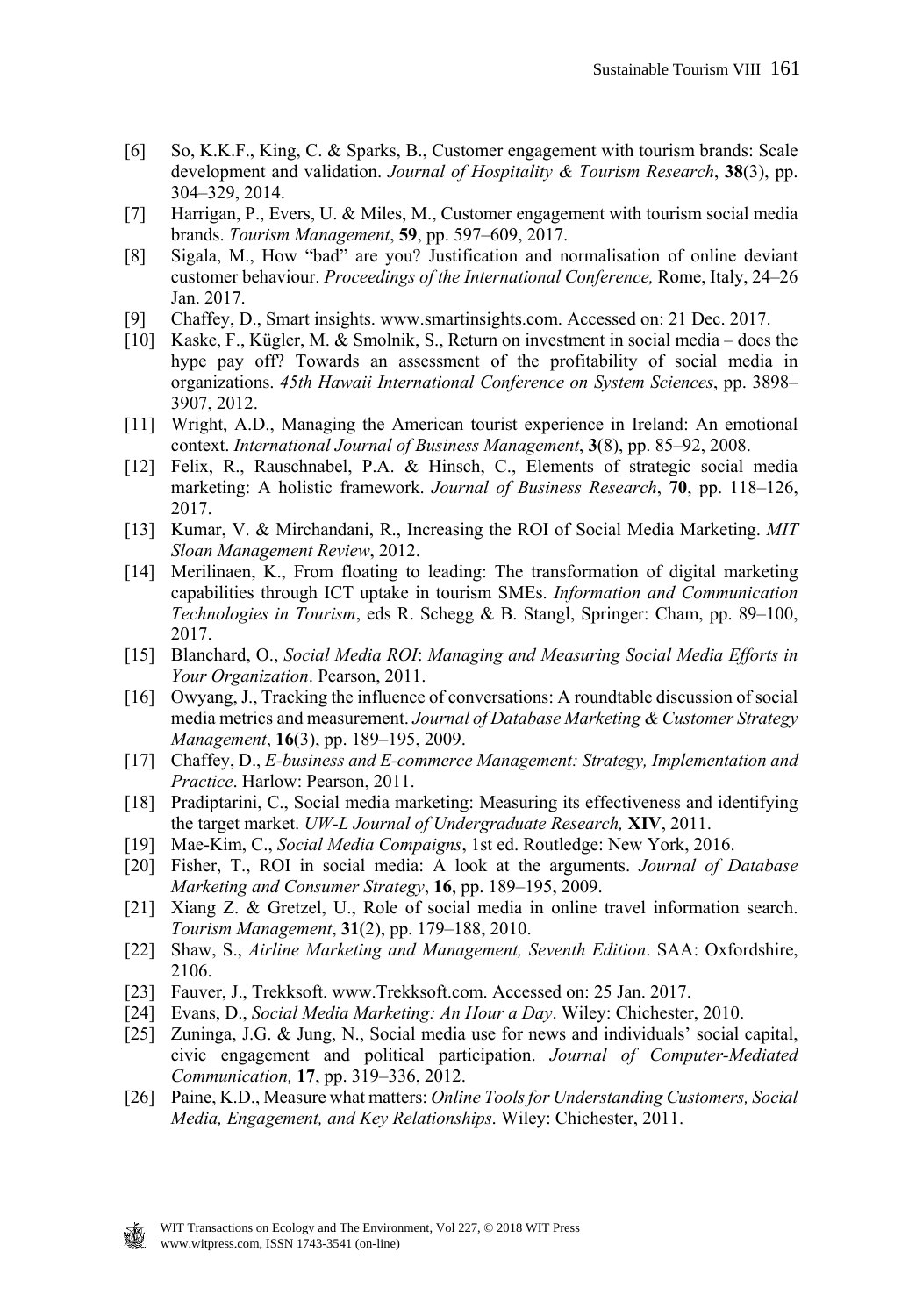[6] So, K.K.F., King, C. & Sparks, B., Customer engagement with tourism brands: Scale development and validation. *Journal of Hospitality & Tourism Research*, **38**(3), pp. 304–329, 2014.

[7] Harrigan, P., Evers, U. & Miles, M., Customer engagement with tourism social media brands. *Tourism Management*, **59**, pp. 597–609, 2017.

[8] Sigala, M., How "bad" are you? Justification and normalisation of online deviant customer behaviour. *Proceedings of the International Conference,* Rome, Italy, 24–26 Jan. 2017.

[9] Chaffey, D., Smart insights. www.smartinsights.com. Accessed on: 21 Dec. 2017.

[10] Kaske, F., Kügler, M. & Smolnik, S., Return on investment in social media – does the hype pay off? Towards an assessment of the profitability of social media in organizations. *45th Hawaii International Conference on System Sciences*, pp. 3898–3907, 2012.

[11] Wright, A.D., Managing the American tourist experience in Ireland: An emotional context. *International Journal of Business Management*, **3**(8), pp. 85–92, 2008.

[12] Felix, R., Rauschnabel, P.A. & Hinsch, C., Elements of strategic social media marketing: A holistic framework. *Journal of Business Research*, **70**, pp. 118–126, 2017.

[13] Kumar, V. & Mirchandani, R., Increasing the ROI of Social Media Marketing. *MIT Sloan Management Review*, 2012.

[14] Merilinaen, K., From floating to leading: The transformation of digital marketing capabilities through ICT uptake in tourism SMEs. *Information and Communication Technologies in Tourism*, eds R. Schegg & B. Stangl, Springer: Cham, pp. 89–100, 2017.

[15] Blanchard, O., *Social Media ROI*: *Managing and Measuring Social Media Efforts in Your Organization*. Pearson, 2011.

[16] Owyang, J., Tracking the influence of conversations: A roundtable discussion of social media metrics and measurement. *Journal of Database Marketing & Customer Strategy Management*, **16**(3), pp. 189–195, 2009.

[17] Chaffey, D., *E-business and E-commerce Management: Strategy, Implementation and Practice*. Harlow: Pearson, 2011.

[18] Pradiptarini, C., Social media marketing: Measuring its effectiveness and identifying the target market. *UW-L Journal of Undergraduate Research,* **XIV**, 2011.

[19] Mae-Kim, C., *Social Media Compaigns*, 1st ed. Routledge: New York, 2016.

[20] Fisher, T., ROI in social media: A look at the arguments. *Journal of Database Marketing and Consumer Strategy*, **16**, pp. 189–195, 2009.

[21] Xiang Z. & Gretzel, U., Role of social media in online travel information search. *Tourism Management*, **31**(2), pp. 179–188, 2010.

[22] Shaw, S., *Airline Marketing and Management, Seventh Edition*. SAA: Oxfordshire, 2106.

[23] Fauver, J., Trekksoft. www.Trekksoft.com. Accessed on: 25 Jan. 2017.

[24] Evans, D., *Social Media Marketing: An Hour a Day*. Wiley: Chichester, 2010.

[25] Zuninga, J.G. & Jung, N., Social media use for news and individuals' social capital, civic engagement and political participation. *Journal of Computer-Mediated Communication,* **17**, pp. 319–336, 2012.

[26] Paine, K.D., Measure what matters: *Online Tools for Understanding Customers, Social Media, Engagement, and Key Relationships*. Wiley: Chichester, 2011.